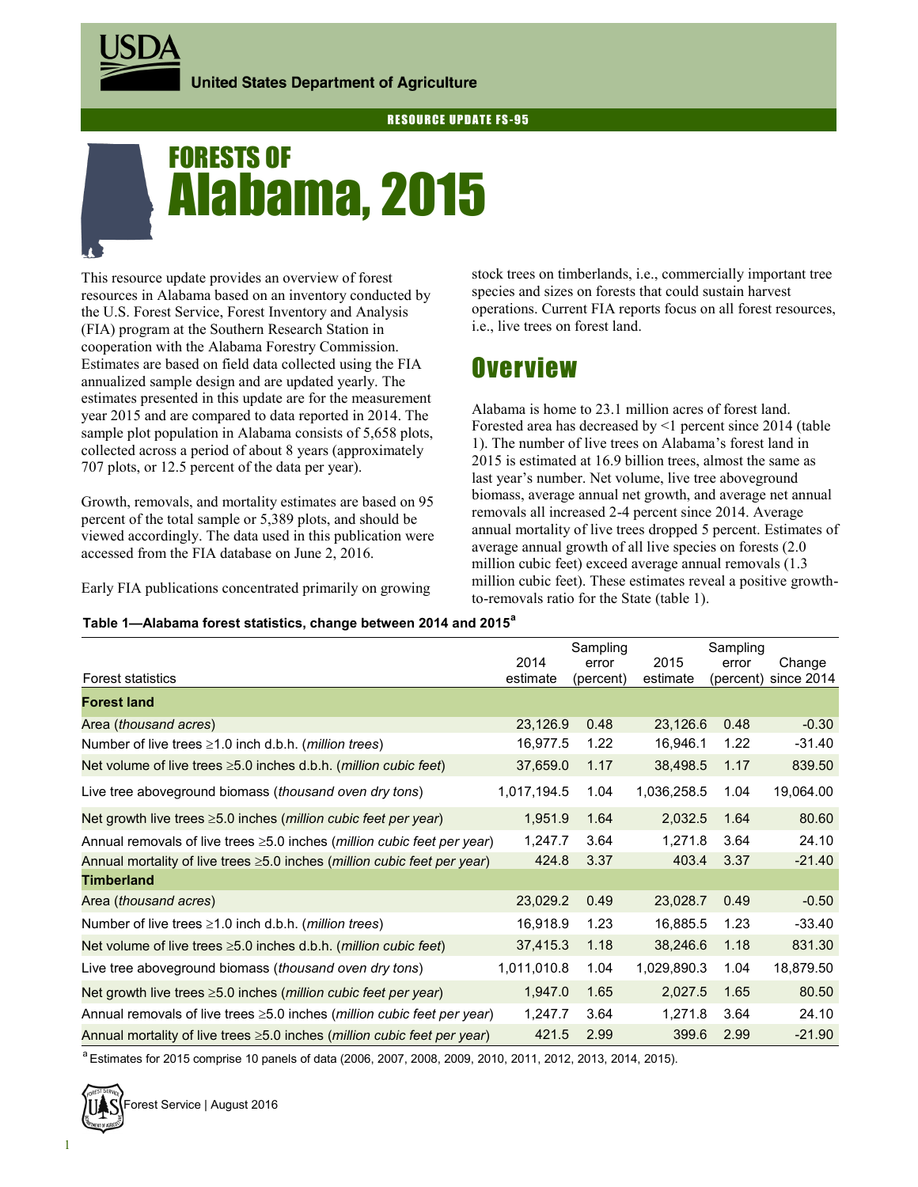United States Department of Agriculture

RESOURCE UPDATE FS-95

# FORESTS OF Alabama, 2015

This resource update provides an overview of forest resources in Alabama based on an inventory conducted by the U.S. Forest Service, Forest Inventory and Analysis (FIA) program at the Southern Research Station in cooperation with the Alabama Forestry Commission. Estimates are based on field data collected using the FIA annualized sample design and are updated yearly. The estimates presented in this update are for the measurement year 2015 and are compared to data reported in 2014. The sample plot population in Alabama consists of 5,658 plots, collected across a period of about 8 years (approximately 707 plots, or 12.5 percent of the data per year).

Growth, removals, and mortality estimates are based on 95 percent of the total sample or 5,389 plots, and should be viewed accordingly. The data used in this publication were accessed from the FIA database on June 2, 2016.

Early FIA publications concentrated primarily on growing stock trees on timberlands, i.e., commercially important tree species and sizes on forests that could sustain harvest operations. Current FIA reports focus on all forest resources, i.e., live trees on forest land.

## Overview

Alabama is home to 23.1 million acres of forest land. Forested area has decreased by <1 percent since 2014 (table 1). The number of live trees on Alabama's forest land in 2015 is estimated at 16.9 billion trees, almost the same as last year's number. Net volume, live tree aboveground biomass, average annual net growth, and average net annual removals all increased 2-4 percent since 2014. Average annual mortality of live trees dropped 5 percent. Estimates of average annual growth of all live species on forests (2.0 million cubic feet) exceed average annual removals (1.3 million cubic feet). These estimates reveal a positive growth-to-removals ratio for the State (table 1).

**Table 1—Alabama forest statistics, change between 2014 and 2015[a]**

| Forest statistics | 2014 estimate | Sampling error (percent) | 2015 estimate | Sampling error (percent) | Change since 2014 |
|---|---|---|---|---|---|
| **Forest land** | | | | | |
| Area (*thousand acres*) | 23,126.9 | 0.48 | 23,126.6 | 0.48 | -0.30 |
| Number of live trees ≥1.0 inch d.b.h. (*million trees*) | 16,977.5 | 1.22 | 16,946.1 | 1.22 | -31.40 |
| Net volume of live trees ≥5.0 inches d.b.h. (*million cubic feet*) | 37,659.0 | 1.17 | 38,498.5 | 1.17 | 839.50 |
| Live tree aboveground biomass (*thousand oven dry tons*) | 1,017,194.5 | 1.04 | 1,036,258.5 | 1.04 | 19,064.00 |
| Net growth live trees ≥5.0 inches (*million cubic feet per year*) | 1,951.9 | 1.64 | 2,032.5 | 1.64 | 80.60 |
| Annual removals of live trees ≥5.0 inches (*million cubic feet per year*) | 1,247.7 | 3.64 | 1,271.8 | 3.64 | 24.10 |
| Annual mortality of live trees ≥5.0 inches (*million cubic feet per year*) | 424.8 | 3.37 | 403.4 | 3.37 | -21.40 |
| **Timberland** | | | | | |
| Area (*thousand acres*) | 23,029.2 | 0.49 | 23,028.7 | 0.49 | -0.50 |
| Number of live trees ≥1.0 inch d.b.h. (*million trees*) | 16,918.9 | 1.23 | 16,885.5 | 1.23 | -33.40 |
| Net volume of live trees ≥5.0 inches d.b.h. (*million cubic feet*) | 37,415.3 | 1.18 | 38,246.6 | 1.18 | 831.30 |
| Live tree aboveground biomass (*thousand oven dry tons*) | 1,011,010.8 | 1.04 | 1,029,890.3 | 1.04 | 18,879.50 |
| Net growth live trees ≥5.0 inches (*million cubic feet per year*) | 1,947.0 | 1.65 | 2,027.5 | 1.65 | 80.50 |
| Annual removals of live trees ≥5.0 inches (*million cubic feet per year*) | 1,247.7 | 3.64 | 1,271.8 | 3.64 | 24.10 |
| Annual mortality of live trees ≥5.0 inches (*million cubic feet per year*) | 421.5 | 2.99 | 399.6 | 2.99 | -21.90 |

[a] Estimates for 2015 comprise 10 panels of data (2006, 2007, 2008, 2009, 2010, 2011, 2012, 2013, 2014, 2015).

Forest Service | August 2016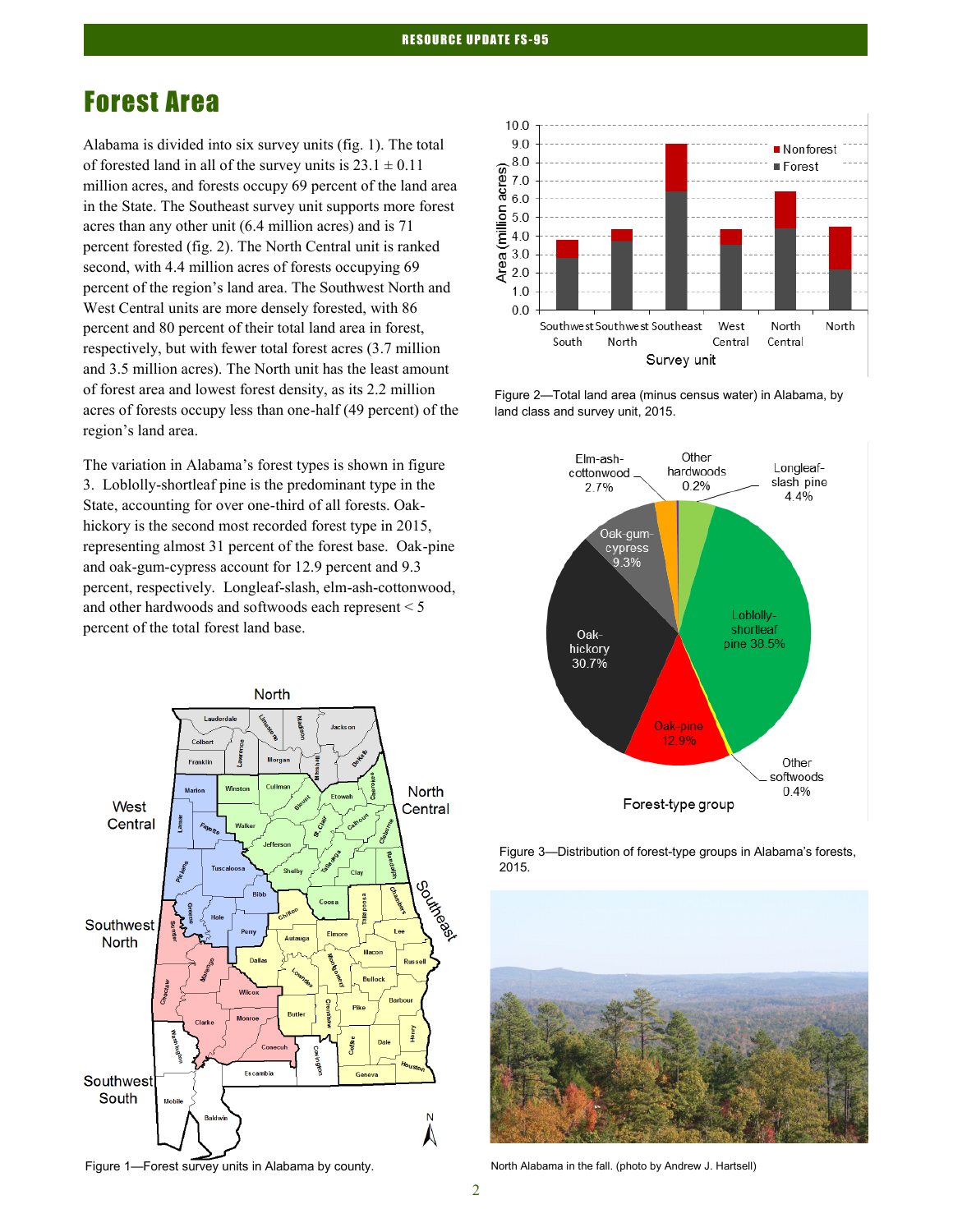# Forest Area

Alabama is divided into six survey units (fig. 1). The total of forested land in all of the survey units is 23.1 ± 0.11 million acres, and forests occupy 69 percent of the land area in the State. The Southeast survey unit supports more forest acres than any other unit (6.4 million acres) and is 71 percent forested (fig. 2). The North Central unit is ranked second, with 4.4 million acres of forests occupying 69 percent of the region's land area. The Southwest North and West Central units are more densely forested, with 86 percent and 80 percent of their total land area in forest, respectively, but with fewer total forest acres (3.7 million and 3.5 million acres). The North unit has the least amount of forest area and lowest forest density, as its 2.2 million acres of forests occupy less than one-half (49 percent) of the region's land area.

The variation in Alabama's forest types is shown in figure 3. Loblolly-shortleaf pine is the predominant type in the State, accounting for over one-third of all forests. Oak-hickory is the second most recorded forest type in 2015, representing almost 31 percent of the forest base. Oak-pine and oak-gum-cypress account for 12.9 percent and 9.3 percent, respectively. Longleaf-slash, elm-ash-cottonwood, and other hardwoods and softwoods each represent < 5 percent of the total forest land base.

Figure 1—Forest survey units in Alabama by county.

Figure 2—Total land area (minus census water) in Alabama, by land class and survey unit, 2015.

Figure 3—Distribution of forest-type groups in Alabama's forests, 2015.

North Alabama in the fall. (photo by Andrew J. Hartsell)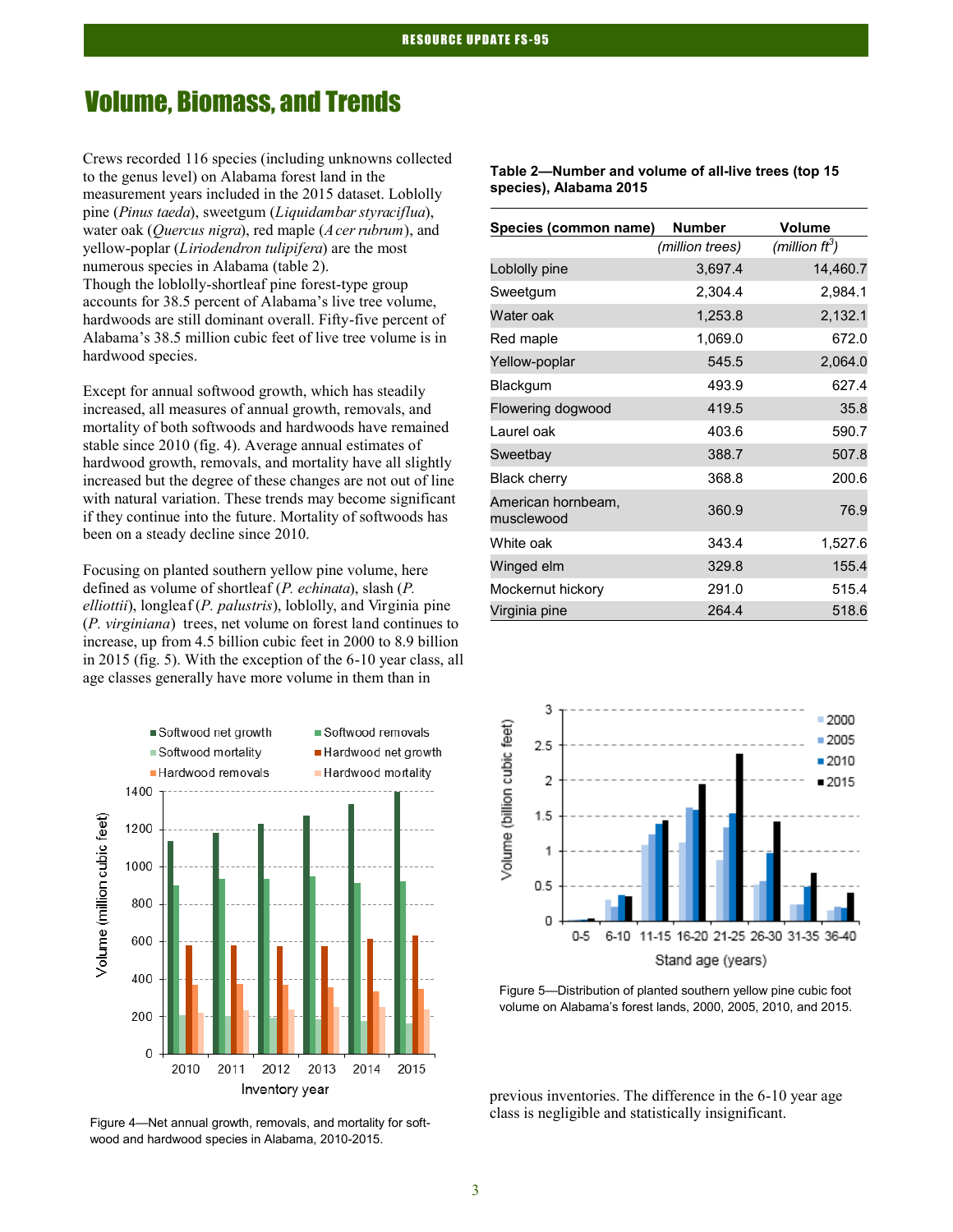# Volume, Biomass, and Trends

Crews recorded 116 species (including unknowns collected to the genus level) on Alabama forest land in the measurement years included in the 2015 dataset. Loblolly pine (*Pinus taeda*), sweetgum (*Liquidambar styraciflua*), water oak (*Quercus nigra*), red maple (*Acer rubrum*), and yellow-poplar (*Liriodendron tulipifera*) are the most numerous species in Alabama (table 2). Though the loblolly-shortleaf pine forest-type group accounts for 38.5 percent of Alabama's live tree volume, hardwoods are still dominant overall. Fifty-five percent of Alabama's 38.5 million cubic feet of live tree volume is in hardwood species.

Except for annual softwood growth, which has steadily increased, all measures of annual growth, removals, and mortality of both softwoods and hardwoods have remained stable since 2010 (fig. 4). Average annual estimates of hardwood growth, removals, and mortality have all slightly increased but the degree of these changes are not out of line with natural variation. These trends may become significant if they continue into the future. Mortality of softwoods has been on a steady decline since 2010.

Focusing on planted southern yellow pine volume, here defined as volume of shortleaf (*P. echinata*), slash (*P. elliottii*), longleaf (*P. palustris*), loblolly, and Virginia pine (*P. virginiana*) trees, net volume on forest land continues to increase, up from 4.5 billion cubic feet in 2000 to 8.9 billion in 2015 (fig. 5). With the exception of the 6-10 year class, all age classes generally have more volume in them than in previous inventories. The difference in the 6-10 year age class is negligible and statistically insignificant.

**Table 2—Number and volume of all-live trees (top 15 species), Alabama 2015**

| Species (common name) | Number | Volume |
|---|---|---|
| | *(million trees)* | *(million ft$^3$)* |
| Loblolly pine | 3,697.4 | 14,460.7 |
| Sweetgum | 2,304.4 | 2,984.1 |
| Water oak | 1,253.8 | 2,132.1 |
| Red maple | 1,069.0 | 672.0 |
| Yellow-poplar | 545.5 | 2,064.0 |
| Blackgum | 493.9 | 627.4 |
| Flowering dogwood | 419.5 | 35.8 |
| Laurel oak | 403.6 | 590.7 |
| Sweetbay | 388.7 | 507.8 |
| Black cherry | 368.8 | 200.6 |
| American hornbeam, musclewood | 360.9 | 76.9 |
| White oak | 343.4 | 1,527.6 |
| Winged elm | 329.8 | 155.4 |
| Mockernut hickory | 291.0 | 515.4 |
| Virginia pine | 264.4 | 518.6 |

Figure 4—Net annual growth, removals, and mortality for softwood and hardwood species in Alabama, 2010-2015.

Figure 5—Distribution of planted southern yellow pine cubic foot volume on Alabama's forest lands, 2000, 2005, 2010, and 2015.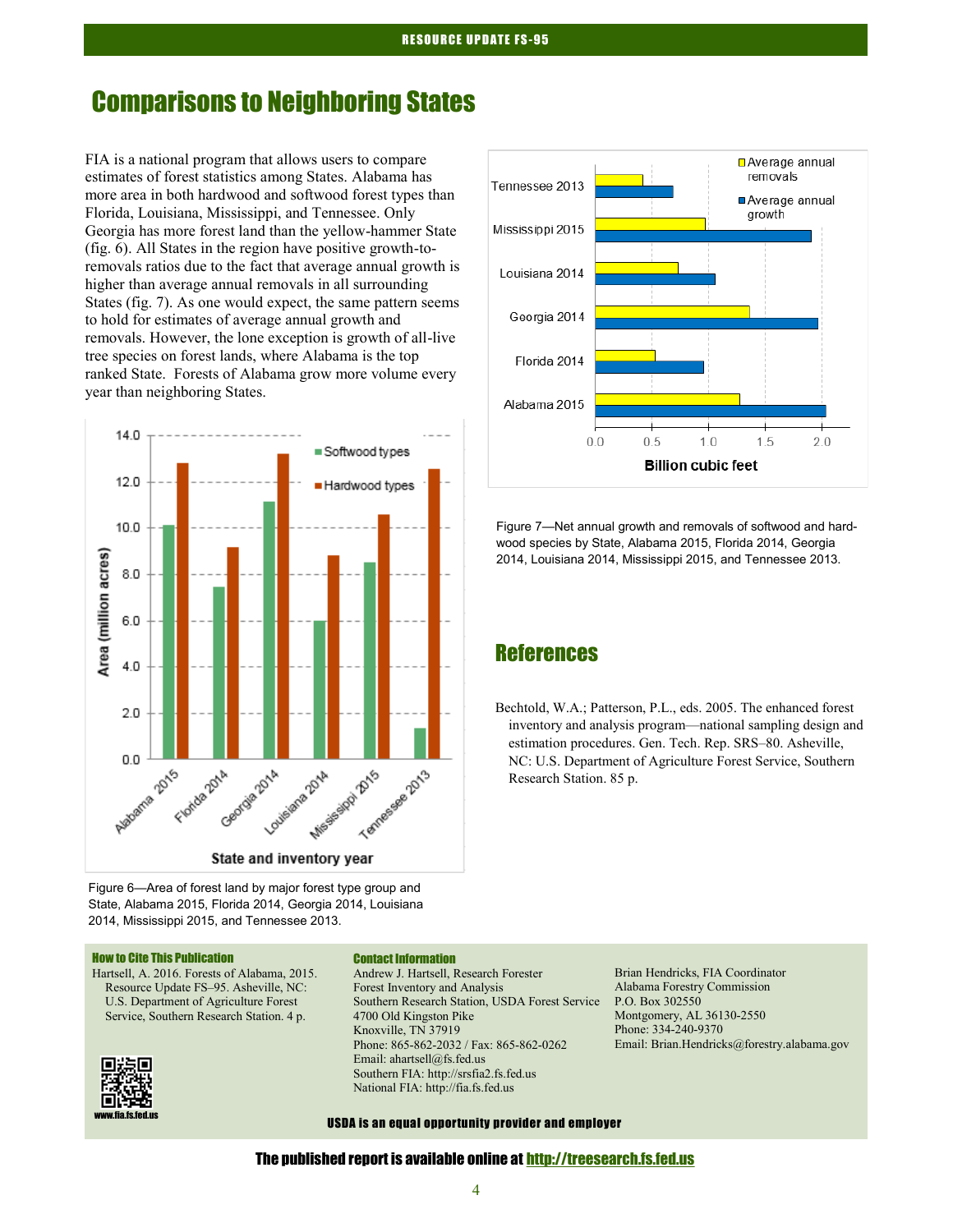## Comparisons to Neighboring States

FIA is a national program that allows users to compare estimates of forest statistics among States. Alabama has more area in both hardwood and softwood forest types than Florida, Louisiana, Mississippi, and Tennessee. Only Georgia has more forest land than the yellow-hammer State (fig. 6). All States in the region have positive growth-to-removals ratios due to the fact that average annual growth is higher than average annual removals in all surrounding States (fig. 7). As one would expect, the same pattern seems to hold for estimates of average annual growth and removals. However, the lone exception is growth of all-live tree species on forest lands, where Alabama is the top ranked State. Forests of Alabama grow more volume every year than neighboring States.

Area (million acres)
14.0
12.0
10.0
8.0
6.0
4.0
2.0
0.0
Softwood types
Hardwood types
Alabama 2015
Florida 2014
Georgia 2014
Louisiana 2014
Mississippi 2015
Tennessee 2013
State and inventory year

Figure 6—Area of forest land by major forest type group and State, Alabama 2015, Florida 2014, Georgia 2014, Louisiana 2014, Mississippi 2015, and Tennessee 2013.

Average annual removals
Average annual growth
Tennessee 2013
Mississippi 2015
Louisiana 2014
Georgia 2014
Florida 2014
Alabama 2015
0.0
0.5
1.0
1.5
2.0
Billion cubic feet

Figure 7—Net annual growth and removals of softwood and hardwood species by State, Alabama 2015, Florida 2014, Georgia 2014, Louisiana 2014, Mississippi 2015, and Tennessee 2013.

## References

Bechtold, W.A.; Patterson, P.L., eds. 2005. The enhanced forest inventory and analysis program—national sampling design and estimation procedures. Gen. Tech. Rep. SRS–80. Asheville, NC: U.S. Department of Agriculture Forest Service, Southern Research Station. 85 p.

### How to Cite This Publication

Hartsell, A. 2016. Forests of Alabama, 2015. Resource Update FS–95. Asheville, NC: U.S. Department of Agriculture Forest Service, Southern Research Station. 4 p.

www.fia.fs.fed.us

### Contact Information

Andrew J. Hartsell, Research Forester
Forest Inventory and Analysis
Southern Research Station, USDA Forest Service
4700 Old Kingston Pike
Knoxville, TN 37919
Phone: 865-862-2032 / Fax: 865-862-0262
Email: ahartsell@fs.fed.us
Southern FIA: http://srsfia2.fs.fed.us
National FIA: http://fia.fs.fed.us

Brian Hendricks, FIA Coordinator
Alabama Forestry Commission
P.O. Box 302550
Montgomery, AL 36130-2550
Phone: 334-240-9370
Email: Brian.Hendricks@forestry.alabama.gov

**USDA is an equal opportunity provider and employer**

**The published report is available online at http://treesearch.fs.fed.us**